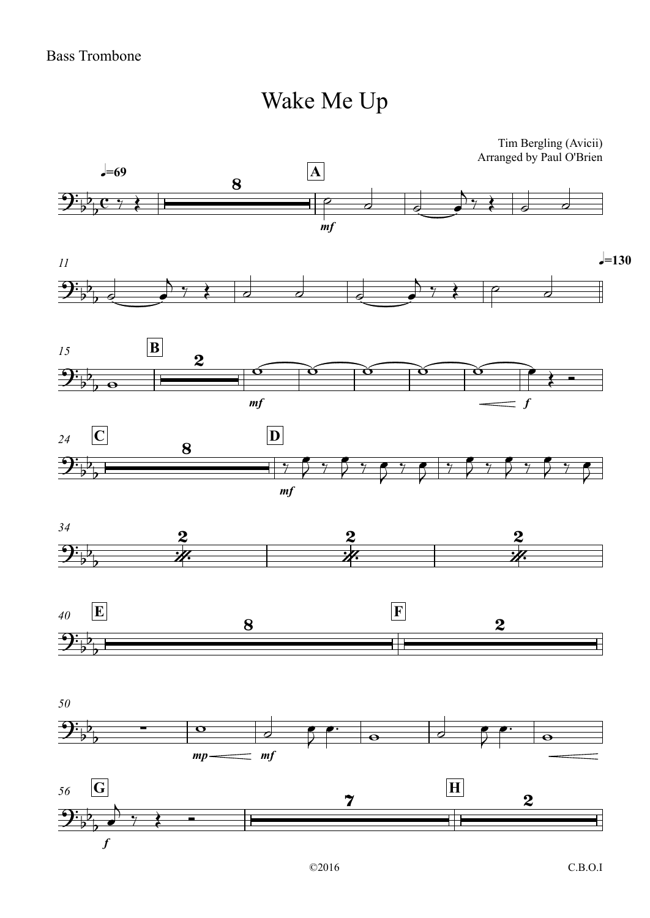Bass Trombone

# Wake Me Up

Tim Bergling (Avicii)
Arranged by Paul O'Brien

©2016

C.B.O.I